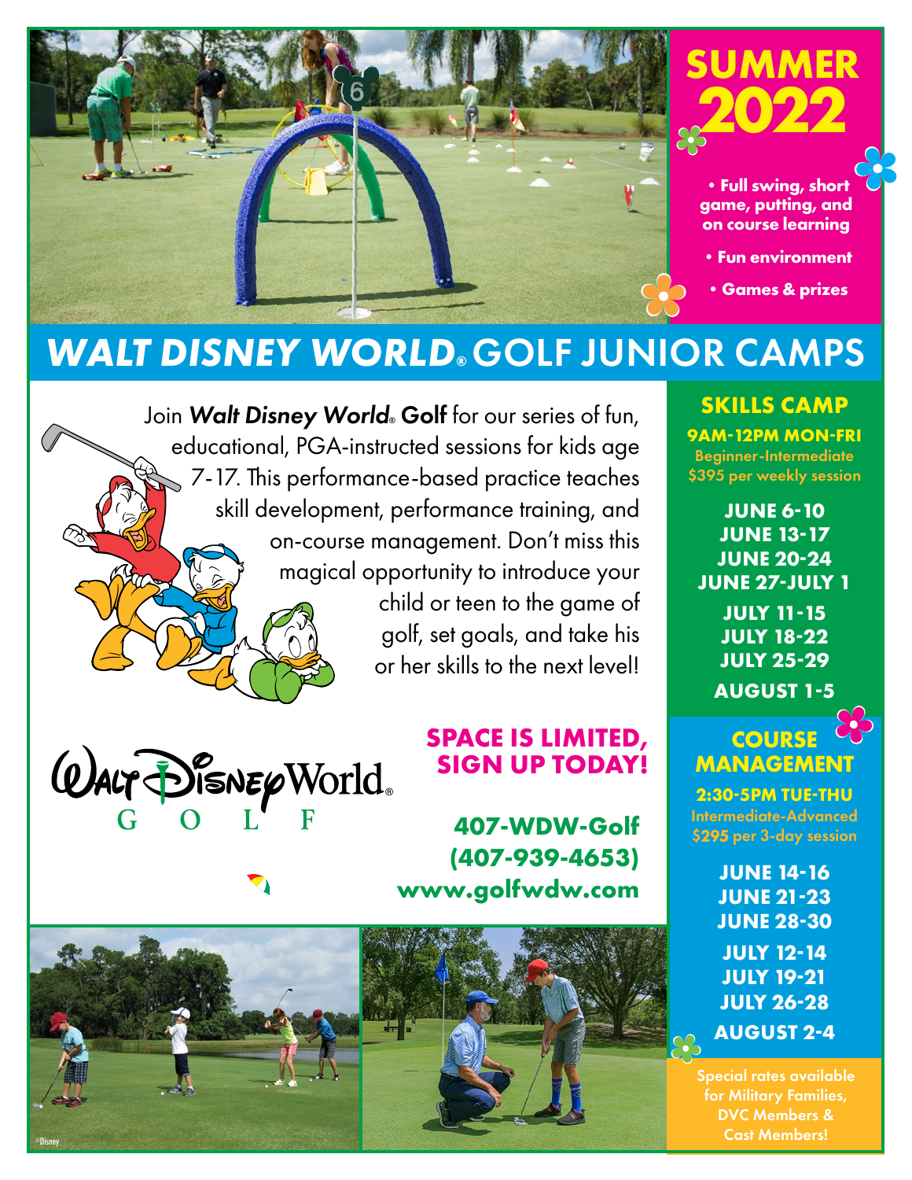# SUMMER 2022

- Full swing, short game, putting, and on course learning
- Fun environment
- Games & prizes

# *WALT DISNEY WORLD*® GOLF JUNIOR CAMPS

Join ***Walt Disney World*® Golf** for our series of fun, educational, PGA-instructed sessions for kids age 7-17. This performance-based practice teaches skill development, performance training, and on-course management. Don't miss this magical opportunity to introduce your child or teen to the game of golf, set goals, and take his or her skills to the next level!

Walt Disney World® GOLF

**SPACE IS LIMITED, SIGN UP TODAY!**

**407-WDW-Golf**
**(407-939-4653)**
**www.golfwdw.com**

## SKILLS CAMP

**9AM-12PM MON-FRI**
Beginner-Intermediate
$395 per weekly session

**JUNE 6-10**
**JUNE 13-17**
**JUNE 20-24**
**JUNE 27-JULY 1**
**JULY 11-15**
**JULY 18-22**
**JULY 25-29**
**AUGUST 1-5**

## COURSE MANAGEMENT

**2:30-5PM TUE-THU**
Intermediate-Advanced
$295 per 3-day session

**JUNE 14-16**
**JUNE 21-23**
**JUNE 28-30**
**JULY 12-14**
**JULY 19-21**
**JULY 26-28**
**AUGUST 2-4**

Special rates available for Military Families, DVC Members & Cast Members!

©Disney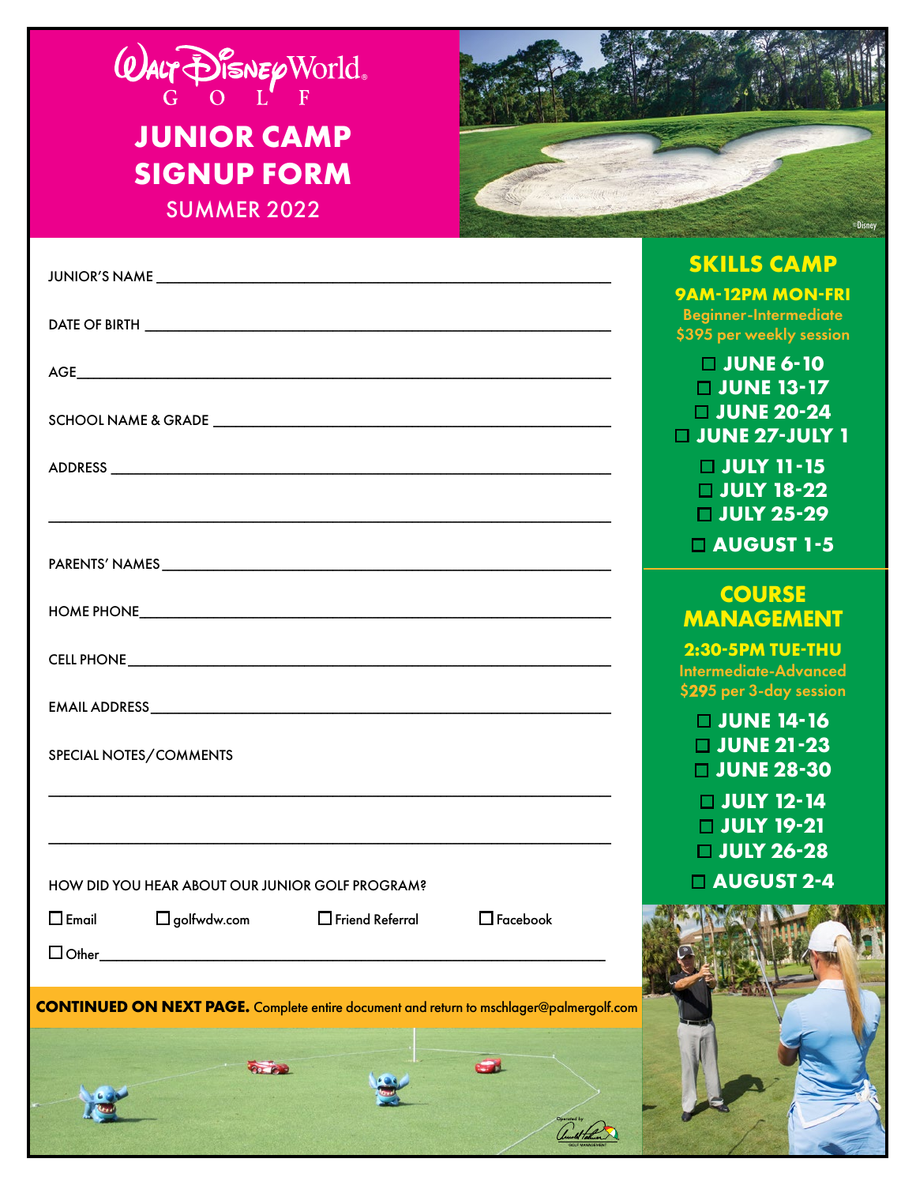# WALT DISNEY World GOLF

# JUNIOR CAMP SIGNUP FORM

SUMMER 2022

©Disney

JUNIOR'S NAME ___________________________________________

DATE OF BIRTH ___________________________________________

AGE ___________________________________________

SCHOOL NAME & GRADE ___________________________________________

ADDRESS ___________________________________________

___________________________________________

PARENTS' NAMES ___________________________________________

HOME PHONE ___________________________________________

CELL PHONE ___________________________________________

EMAIL ADDRESS ___________________________________________

SPECIAL NOTES/COMMENTS

___________________________________________

___________________________________________

HOW DID YOU HEAR ABOUT OUR JUNIOR GOLF PROGRAM?

☐ Email ☐ golfwdw.com ☐ Friend Referral ☐ Facebook

☐ Other ___________________________________________

**CONTINUED ON NEXT PAGE.** Complete entire document and return to mschlager@palmergolf.com

## SKILLS CAMP

**9AM-12PM MON-FRI**

Beginner-Intermediate

$395 per weekly session

- ☐ **JUNE 6-10**
- ☐ **JUNE 13-17**
- ☐ **JUNE 20-24**
- ☐ **JUNE 27-JULY 1**
- ☐ **JULY 11-15**
- ☐ **JULY 18-22**
- ☐ **JULY 25-29**
- ☐ **AUGUST 1-5**

## COURSE MANAGEMENT

**2:30-5PM TUE-THU**

Intermediate-Advanced

$295 per 3-day session

- ☐ **JUNE 14-16**
- ☐ **JUNE 21-23**
- ☐ **JUNE 28-30**
- ☐ **JULY 12-14**
- ☐ **JULY 19-21**
- ☐ **JULY 26-28**
- ☐ **AUGUST 2-4**

Operated by Arnold Palmer Golf Management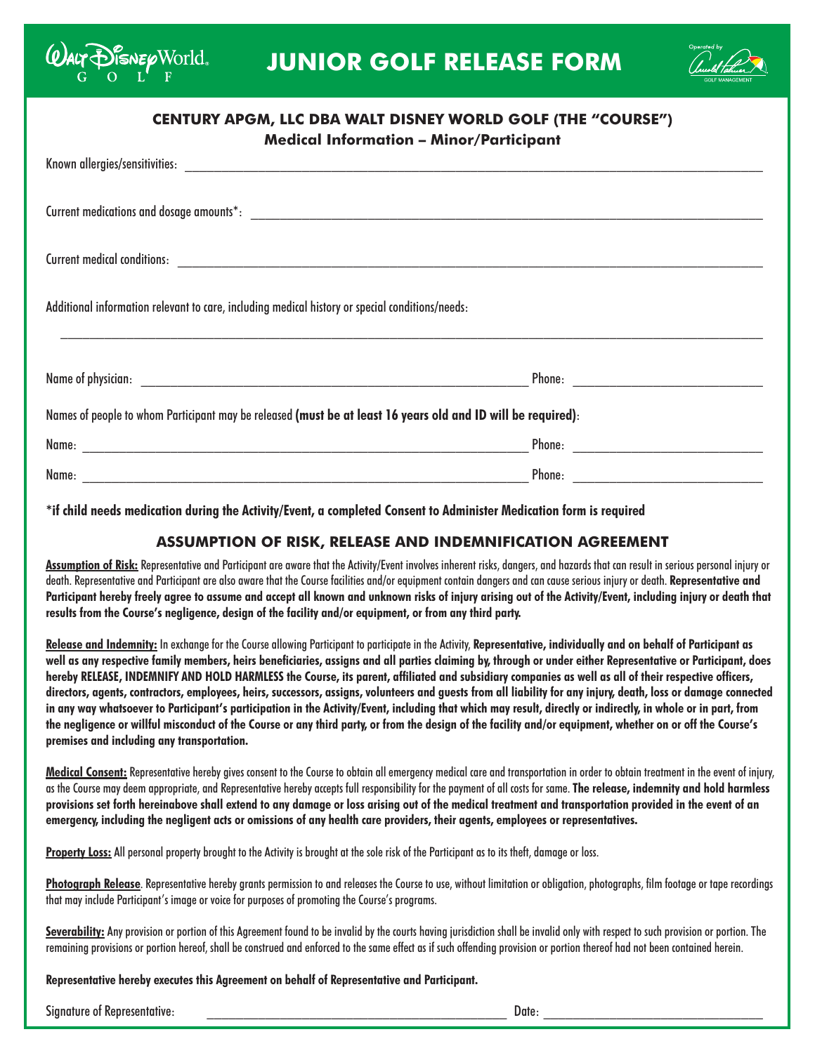# JUNIOR GOLF RELEASE FORM

Walt Disney World Golf — Operated by Arnold Palmer Golf Management

## CENTURY APGM, LLC DBA WALT DISNEY WORLD GOLF (THE "COURSE")

### Medical Information – Minor/Participant

Known allergies/sensitivities: ______________________________

Current medications and dosage amounts*: ______________________________

Current medical conditions: ______________________________

Additional information relevant to care, including medical history or special conditions/needs:

______________________________

Name of physician: ______________________________ Phone: ______________________________

Names of people to whom Participant may be released **(must be at least 16 years old and ID will be required)**:

Name: ______________________________ Phone: ______________________________

Name: ______________________________ Phone: ______________________________

**\*if child needs medication during the Activity/Event, a completed Consent to Administer Medication form is required**

## ASSUMPTION OF RISK, RELEASE AND INDEMNIFICATION AGREEMENT

**Assumption of Risk:** Representative and Participant are aware that the Activity/Event involves inherent risks, dangers, and hazards that can result in serious personal injury or death. Representative and Participant are also aware that the Course facilities and/or equipment contain dangers and can cause serious injury or death. **Representative and Participant hereby freely agree to assume and accept all known and unknown risks of injury arising out of the Activity/Event, including injury or death that results from the Course's negligence, design of the facility and/or equipment, or from any third party.**

**Release and Indemnity:** In exchange for the Course allowing Participant to participate in the Activity, **Representative, individually and on behalf of Participant as well as any respective family members, heirs beneficiaries, assigns and all parties claiming by, through or under either Representative or Participant, does hereby RELEASE, INDEMNIFY AND HOLD HARMLESS the Course, its parent, affiliated and subsidiary companies as well as all of their respective officers, directors, agents, contractors, employees, heirs, successors, assigns, volunteers and guests from all liability for any injury, death, loss or damage connected in any way whatsoever to Participant's participation in the Activity/Event, including that which may result, directly or indirectly, in whole or in part, from the negligence or willful misconduct of the Course or any third party, or from the design of the facility and/or equipment, whether on or off the Course's premises and including any transportation.**

**Medical Consent:** Representative hereby gives consent to the Course to obtain all emergency medical care and transportation in order to obtain treatment in the event of injury, as the Course may deem appropriate, and Representative hereby accepts full responsibility for the payment of all costs for same. **The release, indemnity and hold harmless provisions set forth hereinabove shall extend to any damage or loss arising out of the medical treatment and transportation provided in the event of an emergency, including the negligent acts or omissions of any health care providers, their agents, employees or representatives.**

**Property Loss:** All personal property brought to the Activity is brought at the sole risk of the Participant as to its theft, damage or loss.

**Photograph Release**. Representative hereby grants permission to and releases the Course to use, without limitation or obligation, photographs, film footage or tape recordings that may include Participant's image or voice for purposes of promoting the Course's programs.

**Severability:** Any provision or portion of this Agreement found to be invalid by the courts having jurisdiction shall be invalid only with respect to such provision or portion. The remaining provisions or portion hereof, shall be construed and enforced to the same effect as if such offending provision or portion thereof had not been contained herein.

**Representative hereby executes this Agreement on behalf of Representative and Participant.**

Signature of Representative: ______________________________ Date: ______________________________